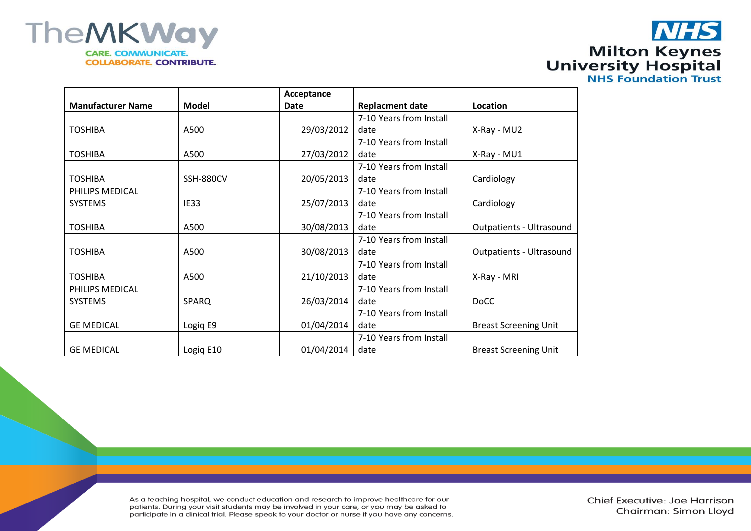| Manufacturer Name | Model | Acceptance Date | Replacment date | Location |
|---|---|---|---|---|
| TOSHIBA | A500 | 29/03/2012 | 7-10 Years from Install date | X-Ray - MU2 |
| TOSHIBA | A500 | 27/03/2012 | 7-10 Years from Install date | X-Ray - MU1 |
| TOSHIBA | SSH-880CV | 20/05/2013 | 7-10 Years from Install date | Cardiology |
| PHILIPS MEDICAL SYSTEMS | IE33 | 25/07/2013 | 7-10 Years from Install date | Cardiology |
| TOSHIBA | A500 | 30/08/2013 | 7-10 Years from Install date | Outpatients - Ultrasound |
| TOSHIBA | A500 | 30/08/2013 | 7-10 Years from Install date | Outpatients - Ultrasound |
| TOSHIBA | A500 | 21/10/2013 | 7-10 Years from Install date | X-Ray - MRI |
| PHILIPS MEDICAL SYSTEMS | SPARQ | 26/03/2014 | 7-10 Years from Install date | DoCC |
| GE MEDICAL | Logiq E9 | 01/04/2014 | 7-10 Years from Install date | Breast Screening Unit |
| GE MEDICAL | Logiq E10 | 01/04/2014 | 7-10 Years from Install date | Breast Screening Unit |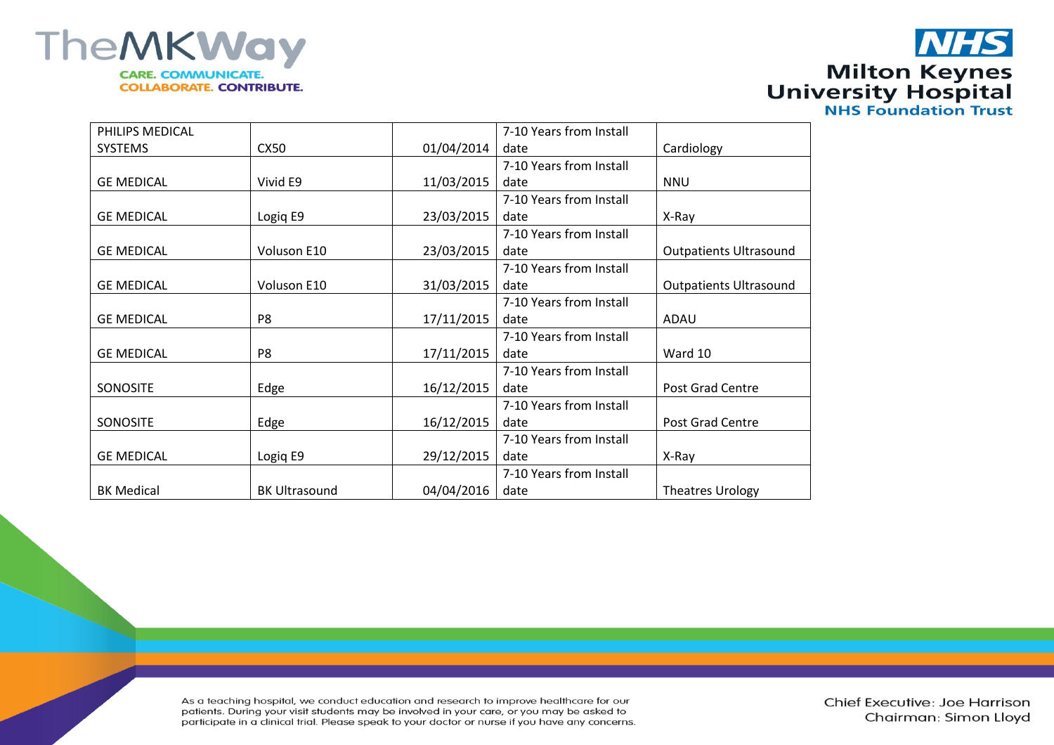| | | | | |
|---|---|---|---|---|
| PHILIPS MEDICAL SYSTEMS | CX50 | 01/04/2014 | 7-10 Years from Install date | Cardiology |
| GE MEDICAL | Vivid E9 | 11/03/2015 | 7-10 Years from Install date | NNU |
| GE MEDICAL | Logiq E9 | 23/03/2015 | 7-10 Years from Install date | X-Ray |
| GE MEDICAL | Voluson E10 | 23/03/2015 | 7-10 Years from Install date | Outpatients Ultrasound |
| GE MEDICAL | Voluson E10 | 31/03/2015 | 7-10 Years from Install date | Outpatients Ultrasound |
| GE MEDICAL | P8 | 17/11/2015 | 7-10 Years from Install date | ADAU |
| GE MEDICAL | P8 | 17/11/2015 | 7-10 Years from Install date | Ward 10 |
| SONOSITE | Edge | 16/12/2015 | 7-10 Years from Install date | Post Grad Centre |
| SONOSITE | Edge | 16/12/2015 | 7-10 Years from Install date | Post Grad Centre |
| GE MEDICAL | Logiq E9 | 29/12/2015 | 7-10 Years from Install date | X-Ray |
| BK Medical | BK Ultrasound | 04/04/2016 | 7-10 Years from Install date | Theatres Urology |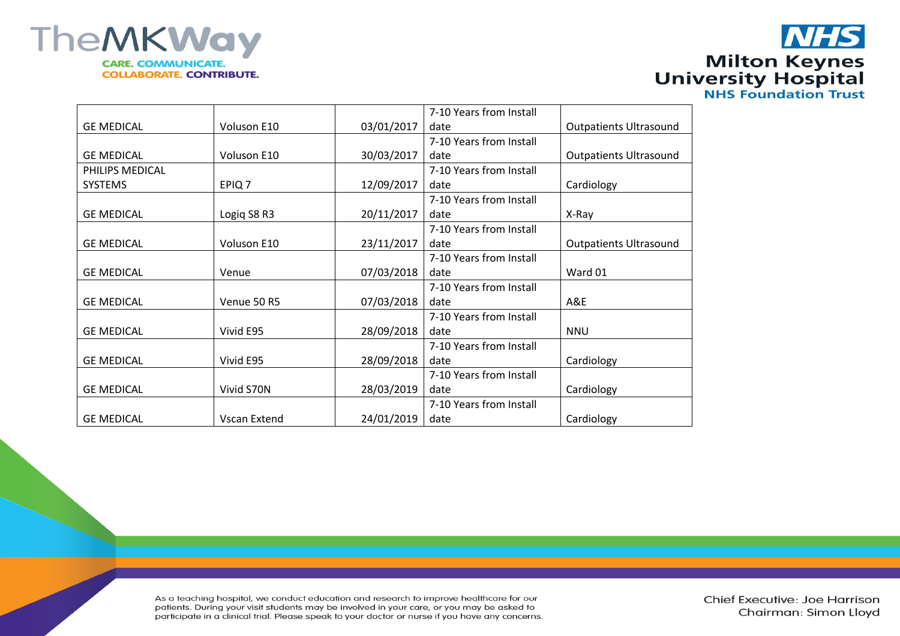| | | | | |
|---|---|---|---|---|
| GE MEDICAL | Voluson E10 | 03/01/2017 | 7-10 Years from Install date | Outpatients Ultrasound |
| GE MEDICAL | Voluson E10 | 30/03/2017 | 7-10 Years from Install date | Outpatients Ultrasound |
| PHILIPS MEDICAL SYSTEMS | EPIQ 7 | 12/09/2017 | 7-10 Years from Install date | Cardiology |
| GE MEDICAL | Logiq S8 R3 | 20/11/2017 | 7-10 Years from Install date | X-Ray |
| GE MEDICAL | Voluson E10 | 23/11/2017 | 7-10 Years from Install date | Outpatients Ultrasound |
| GE MEDICAL | Venue | 07/03/2018 | 7-10 Years from Install date | Ward 01 |
| GE MEDICAL | Venue 50 R5 | 07/03/2018 | 7-10 Years from Install date | A&E |
| GE MEDICAL | Vivid E95 | 28/09/2018 | 7-10 Years from Install date | NNU |
| GE MEDICAL | Vivid E95 | 28/09/2018 | 7-10 Years from Install date | Cardiology |
| GE MEDICAL | Vivid S70N | 28/03/2019 | 7-10 Years from Install date | Cardiology |
| GE MEDICAL | Vscan Extend | 24/01/2019 | 7-10 Years from Install date | Cardiology |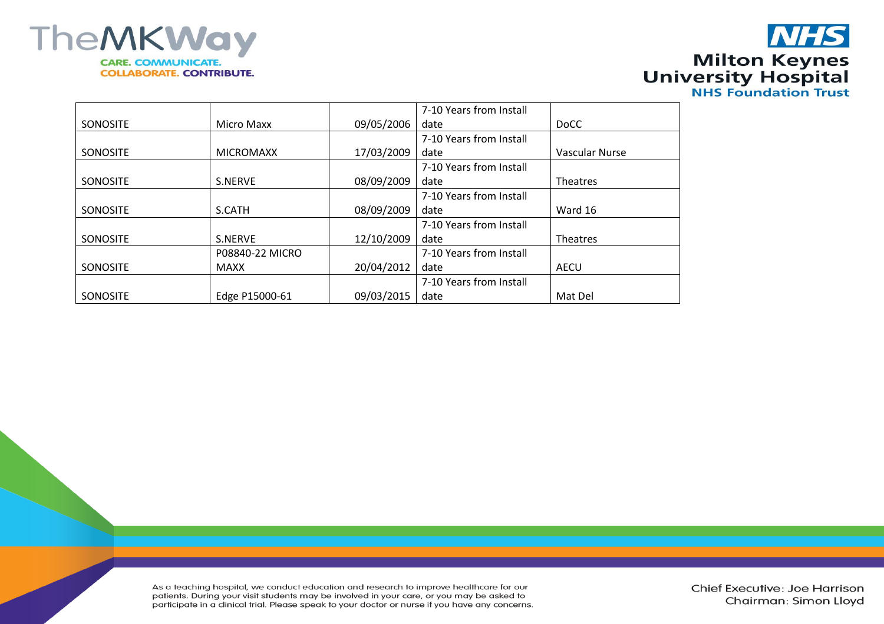| | | | | |
|---|---|---|---|---|
| SONOSITE | Micro Maxx | 09/05/2006 | 7-10 Years from Install date | DoCC |
| SONOSITE | MICROMAXX | 17/03/2009 | 7-10 Years from Install date | Vascular Nurse |
| SONOSITE | S.NERVE | 08/09/2009 | 7-10 Years from Install date | Theatres |
| SONOSITE | S.CATH | 08/09/2009 | 7-10 Years from Install date | Ward 16 |
| SONOSITE | S.NERVE | 12/10/2009 | 7-10 Years from Install date | Theatres |
| SONOSITE | P08840-22 MICRO MAXX | 20/04/2012 | 7-10 Years from Install date | AECU |
| SONOSITE | Edge P15000-61 | 09/03/2015 | 7-10 Years from Install date | Mat Del |